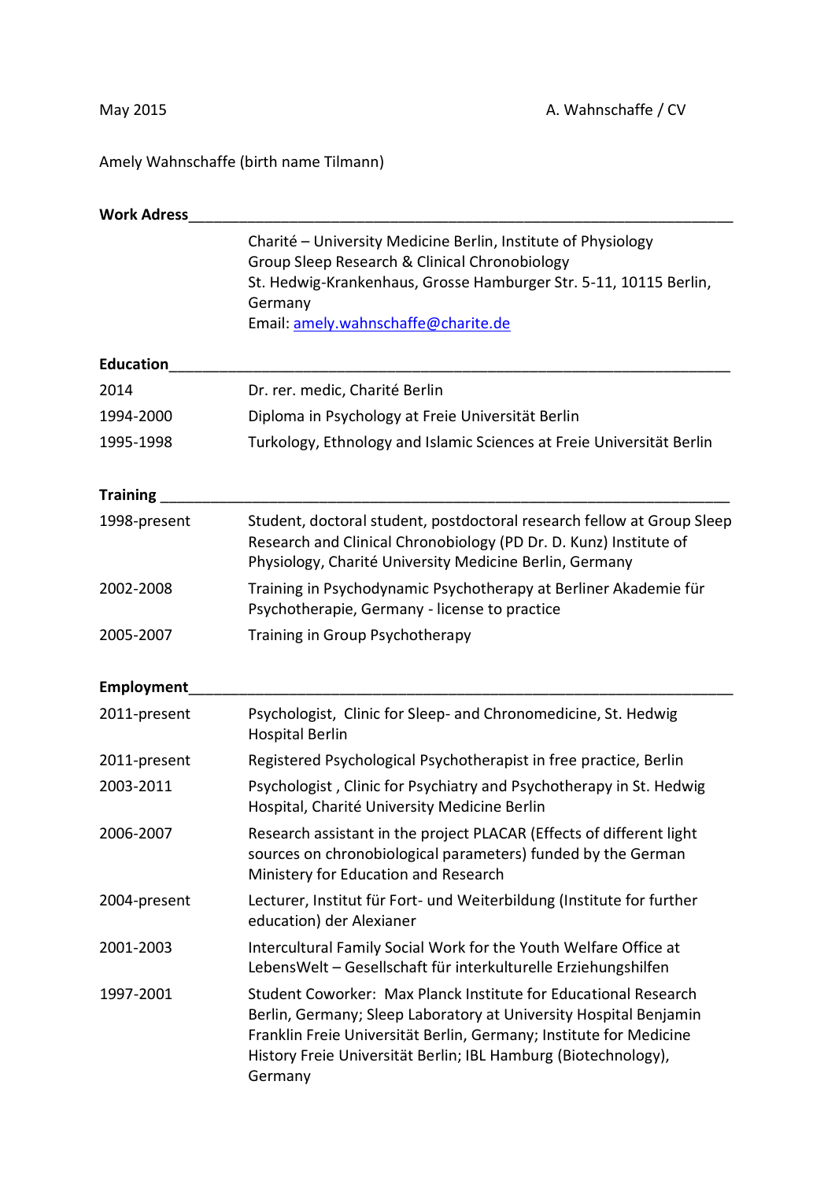May 2015

Amely Wahnschaffe (birth name Tilmann)

**Work Adress**

Charité – University Medicine Berlin, Institute of Physiology
Group Sleep Research & Clinical Chronobiology
St. Hedwig-Krankenhaus, Grosse Hamburger Str. 5-11, 10115 Berlin, Germany
Email: amely.wahnschaffe@charite.de

**Education**

| | |
|---|---|
| 2014 | Dr. rer. medic, Charité Berlin |
| 1994-2000 | Diploma in Psychology at Freie Universität Berlin |
| 1995-1998 | Turkology, Ethnology and Islamic Sciences at Freie Universität Berlin |

**Training**

| | |
|---|---|
| 1998-present | Student, doctoral student, postdoctoral research fellow at Group Sleep Research and Clinical Chronobiology (PD Dr. D. Kunz) Institute of Physiology, Charité University Medicine Berlin, Germany |
| 2002-2008 | Training in Psychodynamic Psychotherapy at Berliner Akademie für Psychotherapie, Germany - license to practice |
| 2005-2007 | Training in Group Psychotherapy |

**Employment**

| | |
|---|---|
| 2011-present | Psychologist, Clinic for Sleep- and Chronomedicine, St. Hedwig Hospital Berlin |
| 2011-present | Registered Psychological Psychotherapist in free practice, Berlin |
| 2003-2011 | Psychologist , Clinic for Psychiatry and Psychotherapy in St. Hedwig Hospital, Charité University Medicine Berlin |
| 2006-2007 | Research assistant in the project PLACAR (Effects of different light sources on chronobiological parameters) funded by the German Ministery for Education and Research |
| 2004-present | Lecturer, Institut für Fort- und Weiterbildung (Institute for further education) der Alexianer |
| 2001-2003 | Intercultural Family Social Work for the Youth Welfare Office at LebensWelt – Gesellschaft für interkulturelle Erziehungshilfen |
| 1997-2001 | Student Coworker: Max Planck Institute for Educational Research Berlin, Germany; Sleep Laboratory at University Hospital Benjamin Franklin Freie Universität Berlin, Germany; Institute for Medicine History Freie Universität Berlin; IBL Hamburg (Biotechnology), Germany |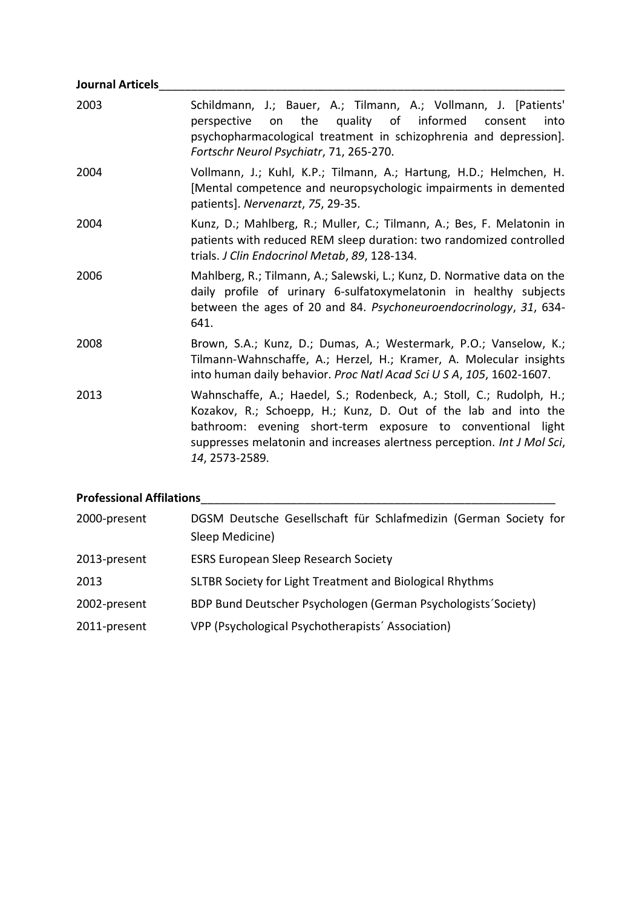**Journal Articels**

| | |
|---|---|
| 2003 | Schildmann, J.; Bauer, A.; Tilmann, A.; Vollmann, J. [Patients' perspective on the quality of informed consent into psychopharmacological treatment in schizophrenia and depression]. *Fortschr Neurol Psychiatr*, 71, 265-270. |
| 2004 | Vollmann, J.; Kuhl, K.P.; Tilmann, A.; Hartung, H.D.; Helmchen, H. [Mental competence and neuropsychologic impairments in demented patients]. *Nervenarzt*, *75*, 29-35. |
| 2004 | Kunz, D.; Mahlberg, R.; Muller, C.; Tilmann, A.; Bes, F. Melatonin in patients with reduced REM sleep duration: two randomized controlled trials. *J Clin Endocrinol Metab*, *89*, 128-134. |
| 2006 | Mahlberg, R.; Tilmann, A.; Salewski, L.; Kunz, D. Normative data on the daily profile of urinary 6-sulfatoxymelatonin in healthy subjects between the ages of 20 and 84. *Psychoneuroendocrinology*, *31*, 634-641. |
| 2008 | Brown, S.A.; Kunz, D.; Dumas, A.; Westermark, P.O.; Vanselow, K.; Tilmann-Wahnschaffe, A.; Herzel, H.; Kramer, A. Molecular insights into human daily behavior. *Proc Natl Acad Sci U S A*, *105*, 1602-1607. |
| 2013 | Wahnschaffe, A.; Haedel, S.; Rodenbeck, A.; Stoll, C.; Rudolph, H.; Kozakov, R.; Schoepp, H.; Kunz, D. Out of the lab and into the bathroom: evening short-term exposure to conventional light suppresses melatonin and increases alertness perception. *Int J Mol Sci*, *14*, 2573-2589. |

**Professional Affilations**

| | |
|---|---|
| 2000-present | DGSM Deutsche Gesellschaft für Schlafmedizin (German Society for Sleep Medicine) |
| 2013-present | ESRS European Sleep Research Society |
| 2013 | SLTBR Society for Light Treatment and Biological Rhythms |
| 2002-present | BDP Bund Deutscher Psychologen (German Psychologists´Society) |
| 2011-present | VPP (Psychological Psychotherapists´ Association) |